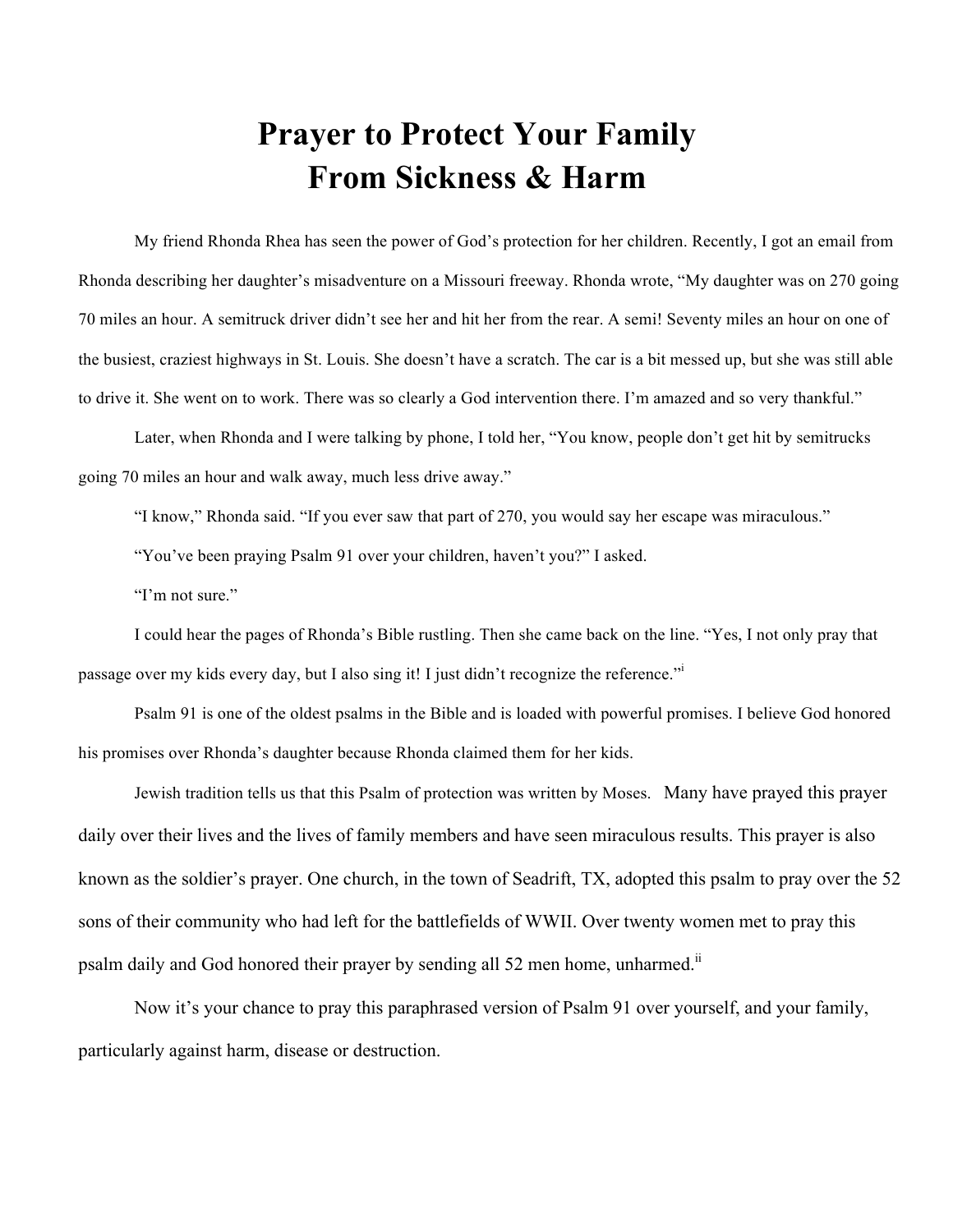# Prayer to Protect Your Family From Sickness & Harm

My friend Rhonda Rhea has seen the power of God's protection for her children. Recently, I got an email from Rhonda describing her daughter's misadventure on a Missouri freeway. Rhonda wrote, "My daughter was on 270 going 70 miles an hour. A semitruck driver didn't see her and hit her from the rear. A semi! Seventy miles an hour on one of the busiest, craziest highways in St. Louis. She doesn't have a scratch. The car is a bit messed up, but she was still able to drive it. She went on to work. There was so clearly a God intervention there. I'm amazed and so very thankful."

Later, when Rhonda and I were talking by phone, I told her, "You know, people don't get hit by semitrucks going 70 miles an hour and walk away, much less drive away."

"I know," Rhonda said. "If you ever saw that part of 270, you would say her escape was miraculous."

"You've been praying Psalm 91 over your children, haven't you?" I asked.

"I'm not sure."

I could hear the pages of Rhonda's Bible rustling. Then she came back on the line. "Yes, I not only pray that passage over my kids every day, but I also sing it! I just didn't recognize the reference."[i]

Psalm 91 is one of the oldest psalms in the Bible and is loaded with powerful promises. I believe God honored his promises over Rhonda's daughter because Rhonda claimed them for her kids.

Jewish tradition tells us that this Psalm of protection was written by Moses. Many have prayed this prayer daily over their lives and the lives of family members and have seen miraculous results. This prayer is also known as the soldier's prayer. One church, in the town of Seadrift, TX, adopted this psalm to pray over the 52 sons of their community who had left for the battlefields of WWII. Over twenty women met to pray this psalm daily and God honored their prayer by sending all 52 men home, unharmed.[ii]

Now it's your chance to pray this paraphrased version of Psalm 91 over yourself, and your family, particularly against harm, disease or destruction.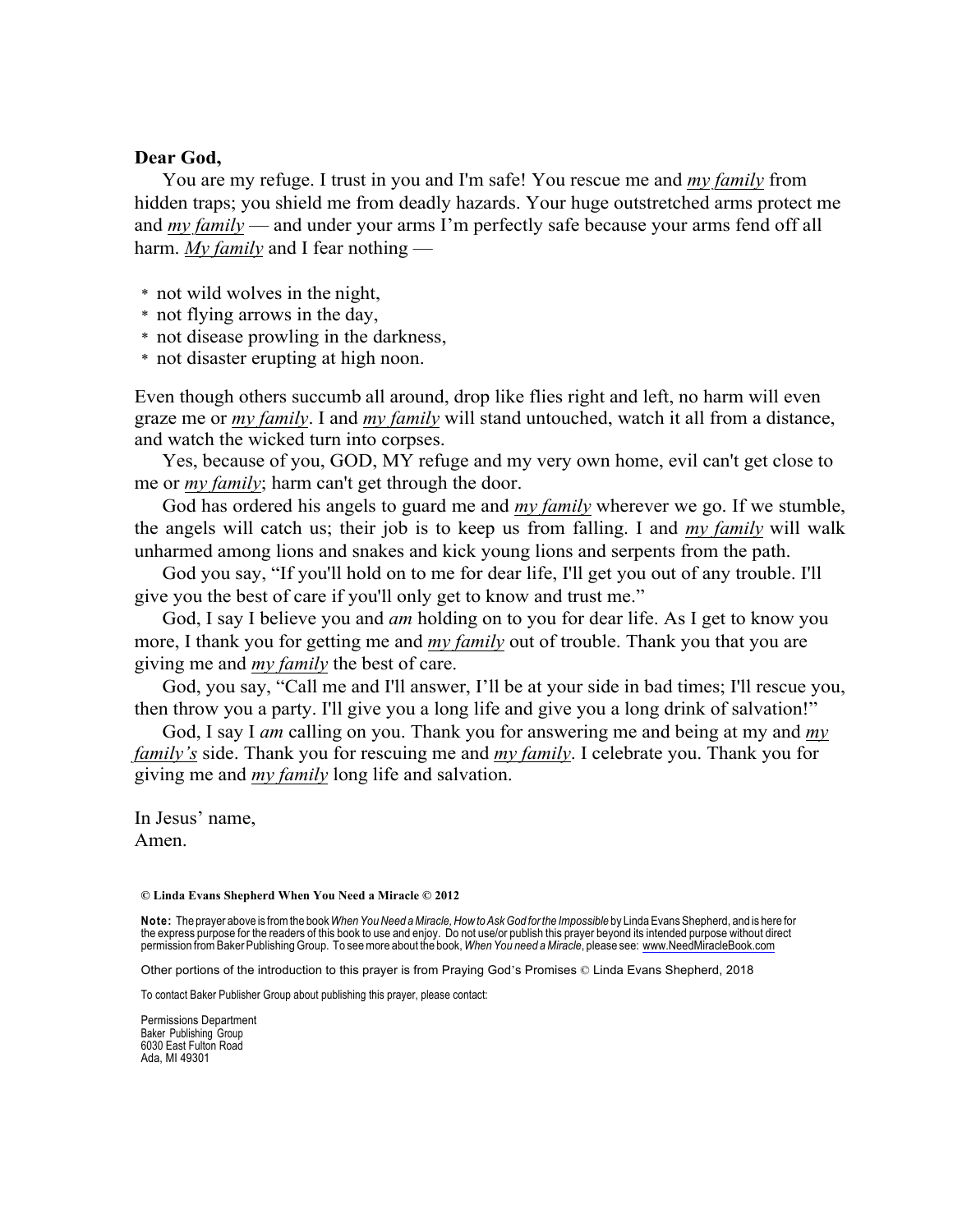**Dear God,**

You are my refuge. I trust in you and I'm safe! You rescue me and ***my family*** from hidden traps; you shield me from deadly hazards. Your huge outstretched arms protect me and ***my family*** — and under your arms I'm perfectly safe because your arms fend off all harm. ***My family*** and I fear nothing —

* not wild wolves in the night,
* not flying arrows in the day,
* not disease prowling in the darkness,
* not disaster erupting at high noon.

Even though others succumb all around, drop like flies right and left, no harm will even graze me or ***my family***. I and ***my family*** will stand untouched, watch it all from a distance, and watch the wicked turn into corpses.

Yes, because of you, GOD, MY refuge and my very own home, evil can't get close to me or ***my family***; harm can't get through the door.

God has ordered his angels to guard me and ***my family*** wherever we go. If we stumble, the angels will catch us; their job is to keep us from falling. I and ***my family*** will walk unharmed among lions and snakes and kick young lions and serpents from the path.

God you say, "If you'll hold on to me for dear life, I'll get you out of any trouble. I'll give you the best of care if you'll only get to know and trust me."

God, I say I believe you and *am* holding on to you for dear life. As I get to know you more, I thank you for getting me and ***my family*** out of trouble. Thank you that you are giving me and ***my family*** the best of care.

God, you say, "Call me and I'll answer, I'll be at your side in bad times; I'll rescue you, then throw you a party. I'll give you a long life and give you a long drink of salvation!"

God, I say I *am* calling on you. Thank you for answering me and being at my and ***my family's*** side. Thank you for rescuing me and ***my family***. I celebrate you. Thank you for giving me and ***my family*** long life and salvation.

In Jesus' name,
Amen.

**© Linda Evans Shepherd When You Need a Miracle © 2012**

**Note:** The prayer above is from the book *When You Need a Miracle, How to Ask God for the Impossible* by Linda Evans Shepherd, and is here for the express purpose for the readers of this book to use and enjoy. Do not use/or publish this prayer beyond its intended purpose without direct permission from Baker Publishing Group. To see more about the book, *When You need a Miracle*, please see: www.NeedMiracleBook.com

Other portions of the introduction to this prayer is from Praying God's Promises © Linda Evans Shepherd, 2018

To contact Baker Publisher Group about publishing this prayer, please contact:

Permissions Department
Baker Publishing Group
6030 East Fulton Road
Ada, MI 49301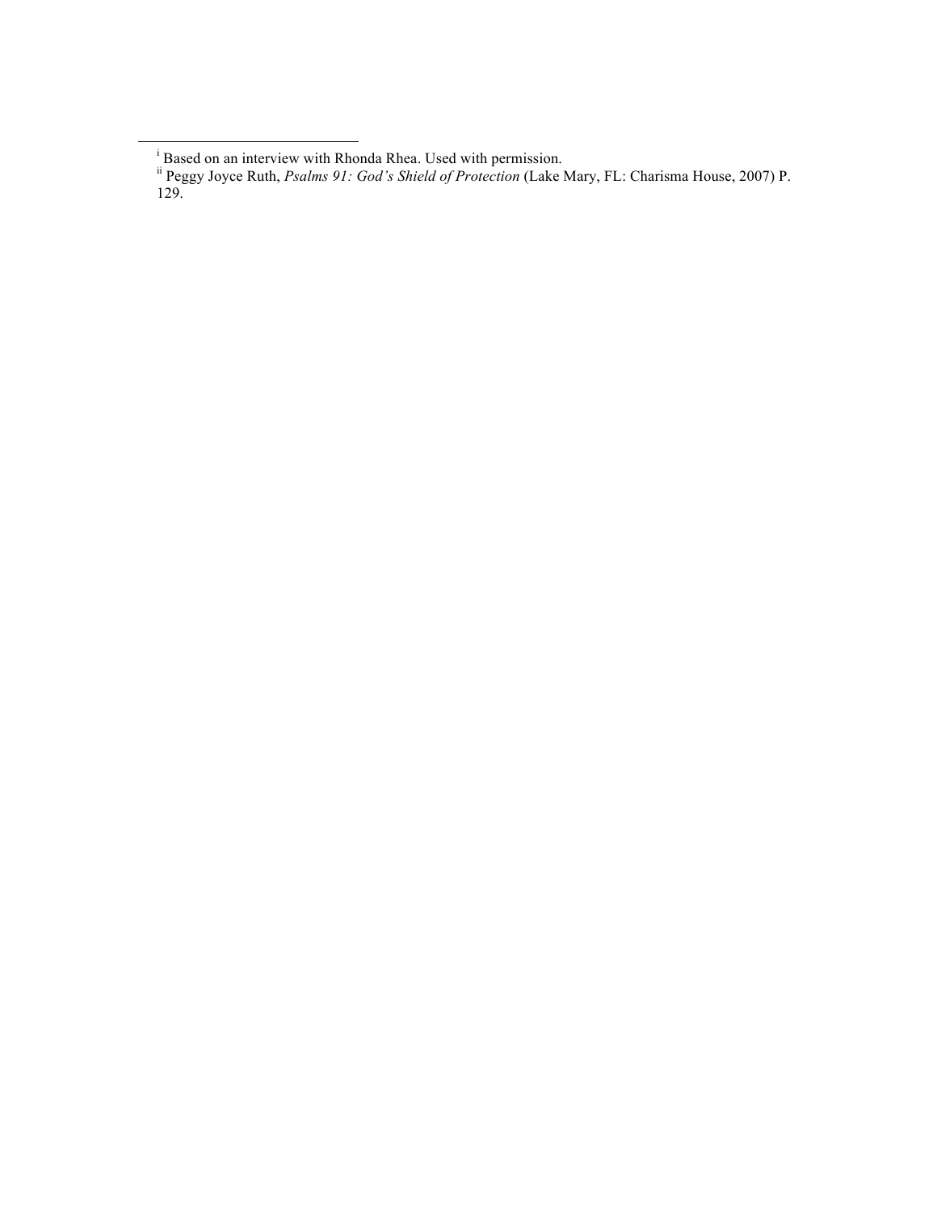[i] Based on an interview with Rhonda Rhea. Used with permission.

[ii] Peggy Joyce Ruth, *Psalms 91: God's Shield of Protection* (Lake Mary, FL: Charisma House, 2007) P. 129.